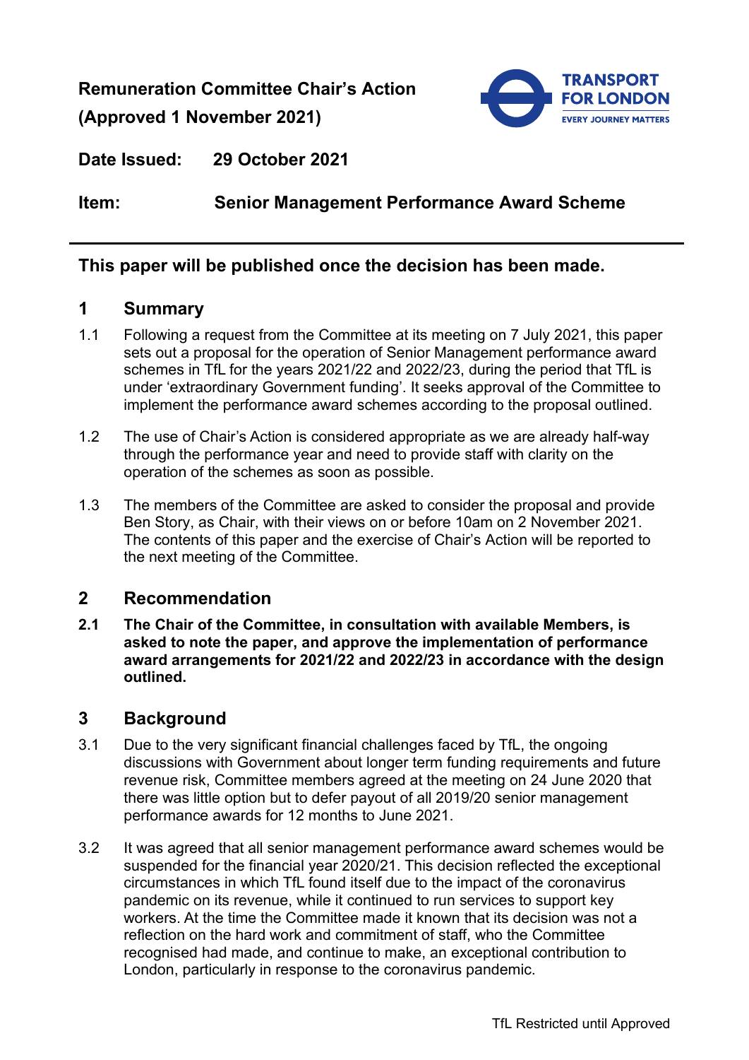**Remuneration Committee Chair's Action (Approved 1 November 2021)**

**Date Issued: 29 October 2021**

**Item: Senior Management Performance Award Scheme**

---

**This paper will be published once the decision has been made.**

## 1 Summary

1.1 Following a request from the Committee at its meeting on 7 July 2021, this paper sets out a proposal for the operation of Senior Management performance award schemes in TfL for the years 2021/22 and 2022/23, during the period that TfL is under 'extraordinary Government funding'. It seeks approval of the Committee to implement the performance award schemes according to the proposal outlined.

1.2 The use of Chair's Action is considered appropriate as we are already half-way through the performance year and need to provide staff with clarity on the operation of the schemes as soon as possible.

1.3 The members of the Committee are asked to consider the proposal and provide Ben Story, as Chair, with their views on or before 10am on 2 November 2021. The contents of this paper and the exercise of Chair's Action will be reported to the next meeting of the Committee.

## 2 Recommendation

**2.1 The Chair of the Committee, in consultation with available Members, is asked to note the paper, and approve the implementation of performance award arrangements for 2021/22 and 2022/23 in accordance with the design outlined.**

## 3 Background

3.1 Due to the very significant financial challenges faced by TfL, the ongoing discussions with Government about longer term funding requirements and future revenue risk, Committee members agreed at the meeting on 24 June 2020 that there was little option but to defer payout of all 2019/20 senior management performance awards for 12 months to June 2021.

3.2 It was agreed that all senior management performance award schemes would be suspended for the financial year 2020/21. This decision reflected the exceptional circumstances in which TfL found itself due to the impact of the coronavirus pandemic on its revenue, while it continued to run services to support key workers. At the time the Committee made it known that its decision was not a reflection on the hard work and commitment of staff, who the Committee recognised had made, and continue to make, an exceptional contribution to London, particularly in response to the coronavirus pandemic.

TfL Restricted until Approved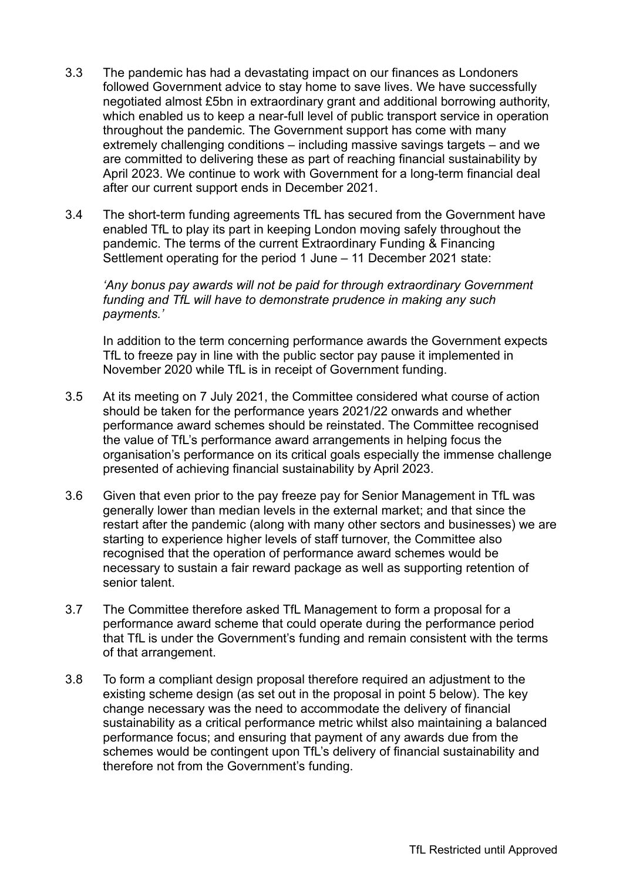3.3 The pandemic has had a devastating impact on our finances as Londoners followed Government advice to stay home to save lives. We have successfully negotiated almost £5bn in extraordinary grant and additional borrowing authority, which enabled us to keep a near-full level of public transport service in operation throughout the pandemic. The Government support has come with many extremely challenging conditions – including massive savings targets – and we are committed to delivering these as part of reaching financial sustainability by April 2023. We continue to work with Government for a long-term financial deal after our current support ends in December 2021.

3.4 The short-term funding agreements TfL has secured from the Government have enabled TfL to play its part in keeping London moving safely throughout the pandemic. The terms of the current Extraordinary Funding & Financing Settlement operating for the period 1 June – 11 December 2021 state:

*'Any bonus pay awards will not be paid for through extraordinary Government funding and TfL will have to demonstrate prudence in making any such payments.'*

In addition to the term concerning performance awards the Government expects TfL to freeze pay in line with the public sector pay pause it implemented in November 2020 while TfL is in receipt of Government funding.

3.5 At its meeting on 7 July 2021, the Committee considered what course of action should be taken for the performance years 2021/22 onwards and whether performance award schemes should be reinstated. The Committee recognised the value of TfL's performance award arrangements in helping focus the organisation's performance on its critical goals especially the immense challenge presented of achieving financial sustainability by April 2023.

3.6 Given that even prior to the pay freeze pay for Senior Management in TfL was generally lower than median levels in the external market; and that since the restart after the pandemic (along with many other sectors and businesses) we are starting to experience higher levels of staff turnover, the Committee also recognised that the operation of performance award schemes would be necessary to sustain a fair reward package as well as supporting retention of senior talent.

3.7 The Committee therefore asked TfL Management to form a proposal for a performance award scheme that could operate during the performance period that TfL is under the Government's funding and remain consistent with the terms of that arrangement.

3.8 To form a compliant design proposal therefore required an adjustment to the existing scheme design (as set out in the proposal in point 5 below). The key change necessary was the need to accommodate the delivery of financial sustainability as a critical performance metric whilst also maintaining a balanced performance focus; and ensuring that payment of any awards due from the schemes would be contingent upon TfL's delivery of financial sustainability and therefore not from the Government's funding.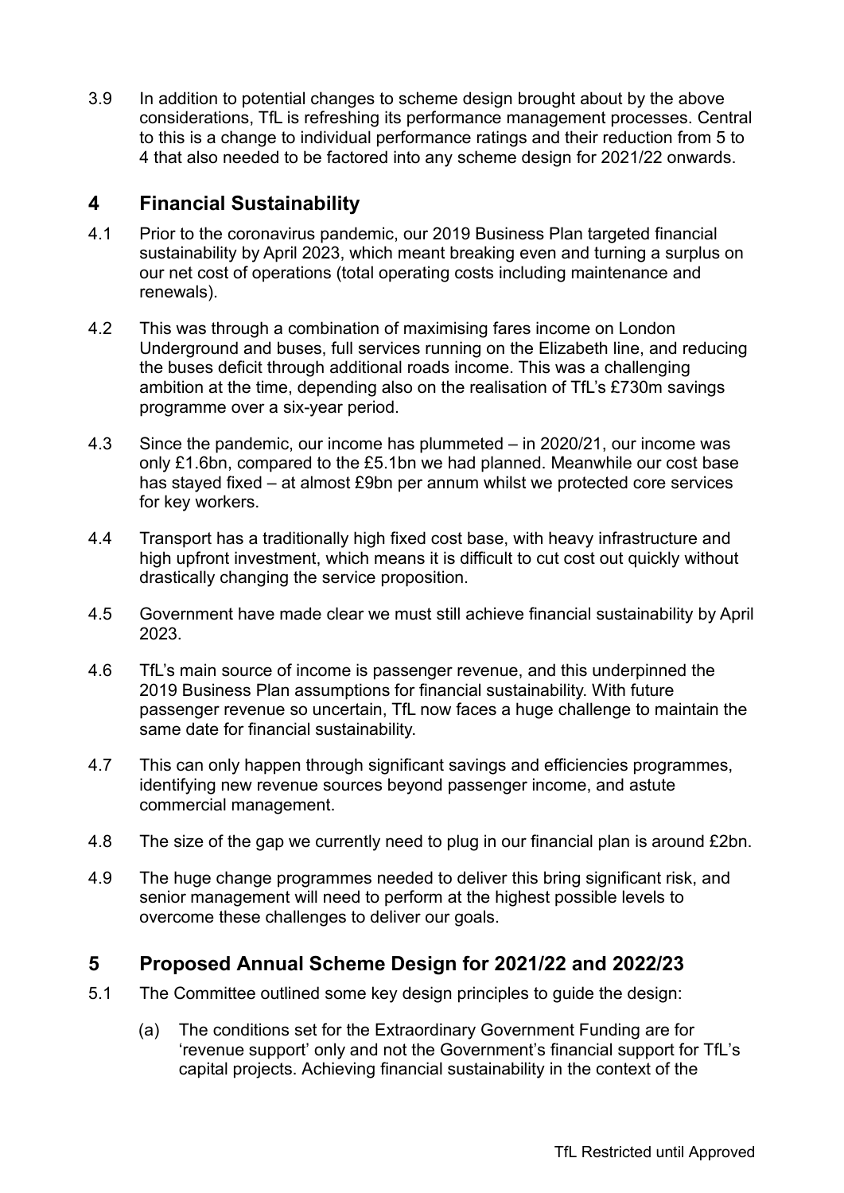3.9 In addition to potential changes to scheme design brought about by the above considerations, TfL is refreshing its performance management processes. Central to this is a change to individual performance ratings and their reduction from 5 to 4 that also needed to be factored into any scheme design for 2021/22 onwards.

## 4 Financial Sustainability

4.1 Prior to the coronavirus pandemic, our 2019 Business Plan targeted financial sustainability by April 2023, which meant breaking even and turning a surplus on our net cost of operations (total operating costs including maintenance and renewals).

4.2 This was through a combination of maximising fares income on London Underground and buses, full services running on the Elizabeth line, and reducing the buses deficit through additional roads income. This was a challenging ambition at the time, depending also on the realisation of TfL's £730m savings programme over a six-year period.

4.3 Since the pandemic, our income has plummeted – in 2020/21, our income was only £1.6bn, compared to the £5.1bn we had planned. Meanwhile our cost base has stayed fixed – at almost £9bn per annum whilst we protected core services for key workers.

4.4 Transport has a traditionally high fixed cost base, with heavy infrastructure and high upfront investment, which means it is difficult to cut cost out quickly without drastically changing the service proposition.

4.5 Government have made clear we must still achieve financial sustainability by April 2023.

4.6 TfL's main source of income is passenger revenue, and this underpinned the 2019 Business Plan assumptions for financial sustainability. With future passenger revenue so uncertain, TfL now faces a huge challenge to maintain the same date for financial sustainability.

4.7 This can only happen through significant savings and efficiencies programmes, identifying new revenue sources beyond passenger income, and astute commercial management.

4.8 The size of the gap we currently need to plug in our financial plan is around £2bn.

4.9 The huge change programmes needed to deliver this bring significant risk, and senior management will need to perform at the highest possible levels to overcome these challenges to deliver our goals.

## 5 Proposed Annual Scheme Design for 2021/22 and 2022/23

5.1 The Committee outlined some key design principles to guide the design:

(a) The conditions set for the Extraordinary Government Funding are for 'revenue support' only and not the Government's financial support for TfL's capital projects. Achieving financial sustainability in the context of the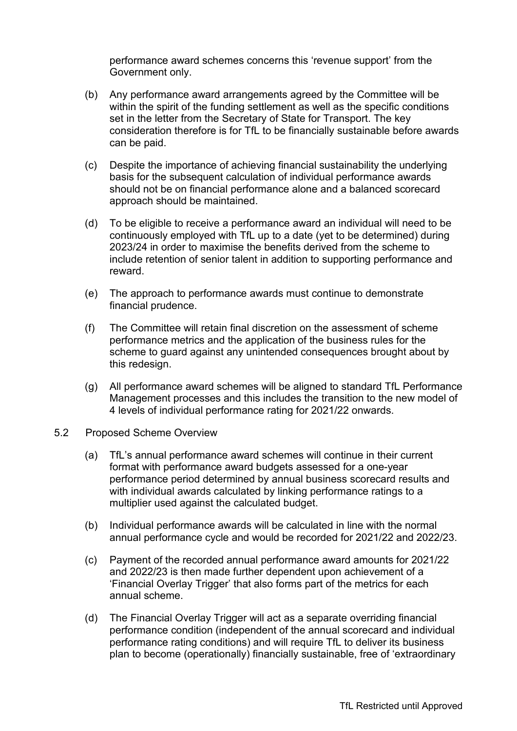performance award schemes concerns this 'revenue support' from the Government only.

(b) Any performance award arrangements agreed by the Committee will be within the spirit of the funding settlement as well as the specific conditions set in the letter from the Secretary of State for Transport. The key consideration therefore is for TfL to be financially sustainable before awards can be paid.

(c) Despite the importance of achieving financial sustainability the underlying basis for the subsequent calculation of individual performance awards should not be on financial performance alone and a balanced scorecard approach should be maintained.

(d) To be eligible to receive a performance award an individual will need to be continuously employed with TfL up to a date (yet to be determined) during 2023/24 in order to maximise the benefits derived from the scheme to include retention of senior talent in addition to supporting performance and reward.

(e) The approach to performance awards must continue to demonstrate financial prudence.

(f) The Committee will retain final discretion on the assessment of scheme performance metrics and the application of the business rules for the scheme to guard against any unintended consequences brought about by this redesign.

(g) All performance award schemes will be aligned to standard TfL Performance Management processes and this includes the transition to the new model of 4 levels of individual performance rating for 2021/22 onwards.

5.2 Proposed Scheme Overview

(a) TfL's annual performance award schemes will continue in their current format with performance award budgets assessed for a one-year performance period determined by annual business scorecard results and with individual awards calculated by linking performance ratings to a multiplier used against the calculated budget.

(b) Individual performance awards will be calculated in line with the normal annual performance cycle and would be recorded for 2021/22 and 2022/23.

(c) Payment of the recorded annual performance award amounts for 2021/22 and 2022/23 is then made further dependent upon achievement of a 'Financial Overlay Trigger' that also forms part of the metrics for each annual scheme.

(d) The Financial Overlay Trigger will act as a separate overriding financial performance condition (independent of the annual scorecard and individual performance rating conditions) and will require TfL to deliver its business plan to become (operationally) financially sustainable, free of 'extraordinary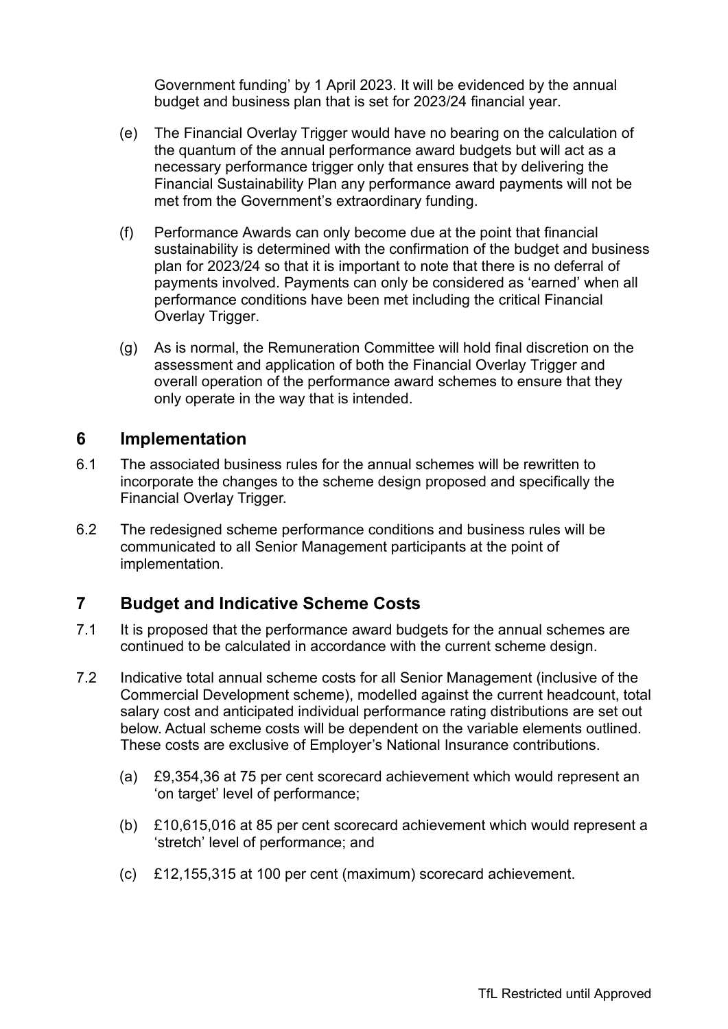Government funding' by 1 April 2023. It will be evidenced by the annual budget and business plan that is set for 2023/24 financial year.

(e) The Financial Overlay Trigger would have no bearing on the calculation of the quantum of the annual performance award budgets but will act as a necessary performance trigger only that ensures that by delivering the Financial Sustainability Plan any performance award payments will not be met from the Government's extraordinary funding.

(f) Performance Awards can only become due at the point that financial sustainability is determined with the confirmation of the budget and business plan for 2023/24 so that it is important to note that there is no deferral of payments involved. Payments can only be considered as 'earned' when all performance conditions have been met including the critical Financial Overlay Trigger.

(g) As is normal, the Remuneration Committee will hold final discretion on the assessment and application of both the Financial Overlay Trigger and overall operation of the performance award schemes to ensure that they only operate in the way that is intended.

## 6 Implementation

6.1 The associated business rules for the annual schemes will be rewritten to incorporate the changes to the scheme design proposed and specifically the Financial Overlay Trigger.

6.2 The redesigned scheme performance conditions and business rules will be communicated to all Senior Management participants at the point of implementation.

## 7 Budget and Indicative Scheme Costs

7.1 It is proposed that the performance award budgets for the annual schemes are continued to be calculated in accordance with the current scheme design.

7.2 Indicative total annual scheme costs for all Senior Management (inclusive of the Commercial Development scheme), modelled against the current headcount, total salary cost and anticipated individual performance rating distributions are set out below. Actual scheme costs will be dependent on the variable elements outlined. These costs are exclusive of Employer's National Insurance contributions.

(a) £9,354,36 at 75 per cent scorecard achievement which would represent an 'on target' level of performance;

(b) £10,615,016 at 85 per cent scorecard achievement which would represent a 'stretch' level of performance; and

(c) £12,155,315 at 100 per cent (maximum) scorecard achievement.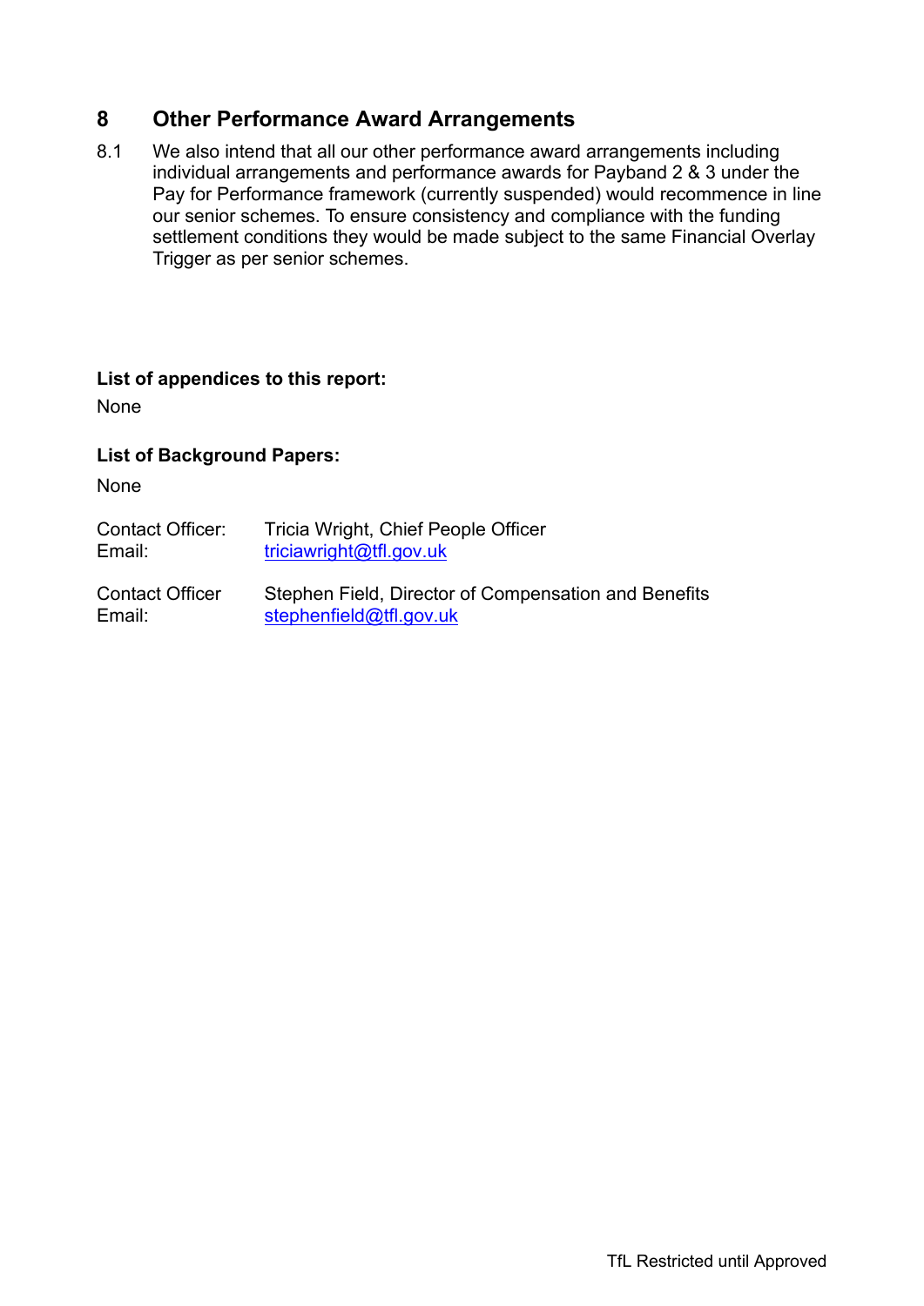## 8 Other Performance Award Arrangements

8.1 We also intend that all our other performance award arrangements including individual arrangements and performance awards for Payband 2 & 3 under the Pay for Performance framework (currently suspended) would recommence in line our senior schemes. To ensure consistency and compliance with the funding settlement conditions they would be made subject to the same Financial Overlay Trigger as per senior schemes.

**List of appendices to this report:**

None

**List of Background Papers:**

None

Contact Officer: Tricia Wright, Chief People Officer
Email: triciawright@tfl.gov.uk

Contact Officer Stephen Field, Director of Compensation and Benefits
Email: stephenfield@tfl.gov.uk

TfL Restricted until Approved